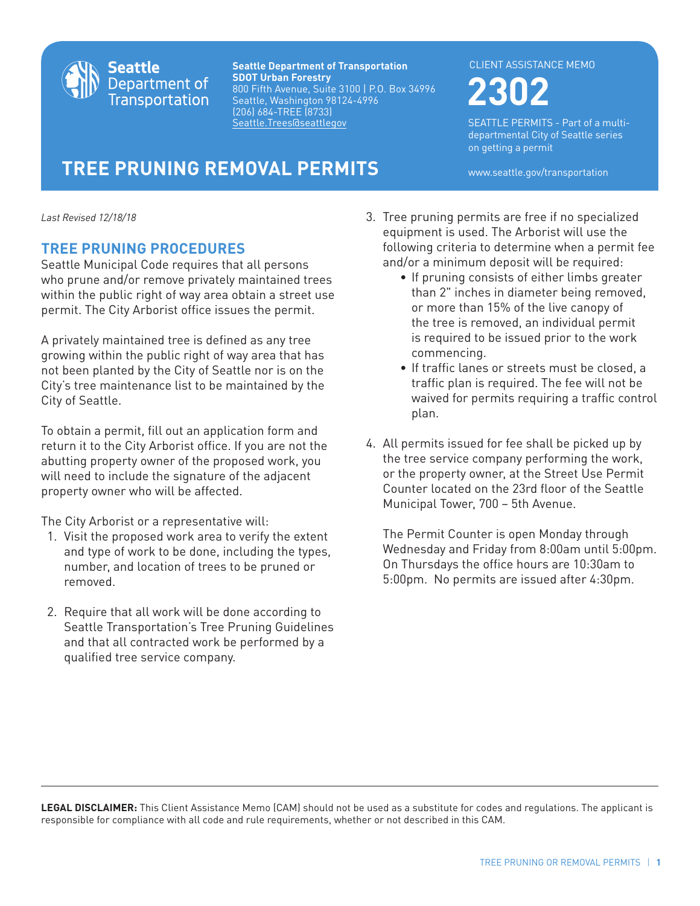Seattle Department of Transportation

**Seattle Department of Transportation**
**SDOT Urban Forestry**
800 Fifth Avenue, Suite 3100 | P.O. Box 34996
Seattle, Washington 98124-4996
(206) 684-TREE (8733)
Seattle.Trees@seattlegov

CLIENT ASSISTANCE MEMO

**2302**

SEATTLE PERMITS - Part of a multi-departmental City of Seattle series on getting a permit

www.seattle.gov/transportation

# TREE PRUNING REMOVAL PERMITS

*Last Revised 12/18/18*

## TREE PRUNING PROCEDURES

Seattle Municipal Code requires that all persons who prune and/or remove privately maintained trees within the public right of way area obtain a street use permit. The City Arborist office issues the permit.

A privately maintained tree is defined as any tree growing within the public right of way area that has not been planted by the City of Seattle nor is on the City's tree maintenance list to be maintained by the City of Seattle.

To obtain a permit, fill out an application form and return it to the City Arborist office. If you are not the abutting property owner of the proposed work, you will need to include the signature of the adjacent property owner who will be affected.

The City Arborist or a representative will:

1. Visit the proposed work area to verify the extent and type of work to be done, including the types, number, and location of trees to be pruned or removed.
2. Require that all work will be done according to Seattle Transportation's Tree Pruning Guidelines and that all contracted work be performed by a qualified tree service company.
3. Tree pruning permits are free if no specialized equipment is used. The Arborist will use the following criteria to determine when a permit fee and/or a minimum deposit will be required:
   - If pruning consists of either limbs greater than 2" inches in diameter being removed, or more than 15% of the live canopy of the tree is removed, an individual permit is required to be issued prior to the work commencing.
   - If traffic lanes or streets must be closed, a traffic plan is required. The fee will not be waived for permits requiring a traffic control plan.
4. All permits issued for fee shall be picked up by the tree service company performing the work, or the property owner, at the Street Use Permit Counter located on the 23rd floor of the Seattle Municipal Tower, 700 – 5th Avenue.

   The Permit Counter is open Monday through Wednesday and Friday from 8:00am until 5:00pm. On Thursdays the office hours are 10:30am to 5:00pm. No permits are issued after 4:30pm.

**LEGAL DISCLAIMER:** This Client Assistance Memo (CAM) should not be used as a substitute for codes and regulations. The applicant is responsible for compliance with all code and rule requirements, whether or not described in this CAM.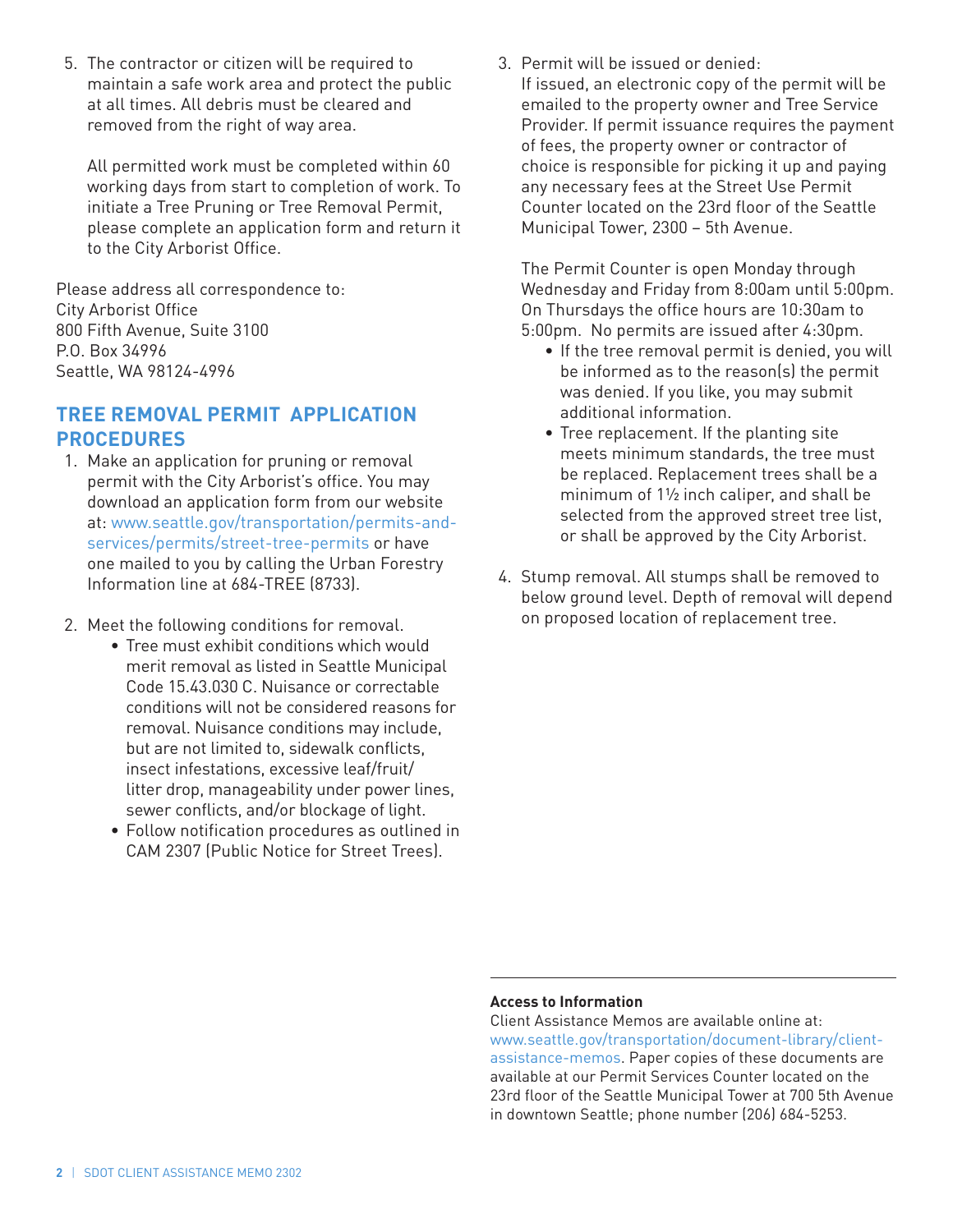5. The contractor or citizen will be required to maintain a safe work area and protect the public at all times. All debris must be cleared and removed from the right of way area.

   All permitted work must be completed within 60 working days from start to completion of work. To initiate a Tree Pruning or Tree Removal Permit, please complete an application form and return it to the City Arborist Office.

Please address all correspondence to:
City Arborist Office
800 Fifth Avenue, Suite 3100
P.O. Box 34996
Seattle, WA 98124-4996

## TREE REMOVAL PERMIT APPLICATION PROCEDURES

1. Make an application for pruning or removal permit with the City Arborist's office. You may download an application form from our website at: www.seattle.gov/transportation/permits-and-services/permits/street-tree-permits or have one mailed to you by calling the Urban Forestry Information line at 684-TREE (8733).

2. Meet the following conditions for removal.
   - Tree must exhibit conditions which would merit removal as listed in Seattle Municipal Code 15.43.030 C. Nuisance or correctable conditions will not be considered reasons for removal. Nuisance conditions may include, but are not limited to, sidewalk conflicts, insect infestations, excessive leaf/fruit/litter drop, manageability under power lines, sewer conflicts, and/or blockage of light.
   - Follow notification procedures as outlined in CAM 2307 (Public Notice for Street Trees).

3. Permit will be issued or denied:
   If issued, an electronic copy of the permit will be emailed to the property owner and Tree Service Provider. If permit issuance requires the payment of fees, the property owner or contractor of choice is responsible for picking it up and paying any necessary fees at the Street Use Permit Counter located on the 23rd floor of the Seattle Municipal Tower, 2300 – 5th Avenue.

   The Permit Counter is open Monday through Wednesday and Friday from 8:00am until 5:00pm. On Thursdays the office hours are 10:30am to 5:00pm. No permits are issued after 4:30pm.
   - If the tree removal permit is denied, you will be informed as to the reason(s) the permit was denied. If you like, you may submit additional information.
   - Tree replacement. If the planting site meets minimum standards, the tree must be replaced. Replacement trees shall be a minimum of 1½ inch caliper, and shall be selected from the approved street tree list, or shall be approved by the City Arborist.

4. Stump removal. All stumps shall be removed to below ground level. Depth of removal will depend on proposed location of replacement tree.

**Access to Information**
Client Assistance Memos are available online at: www.seattle.gov/transportation/document-library/client-assistance-memos. Paper copies of these documents are available at our Permit Services Counter located on the 23rd floor of the Seattle Municipal Tower at 700 5th Avenue in downtown Seattle; phone number (206) 684-5253.